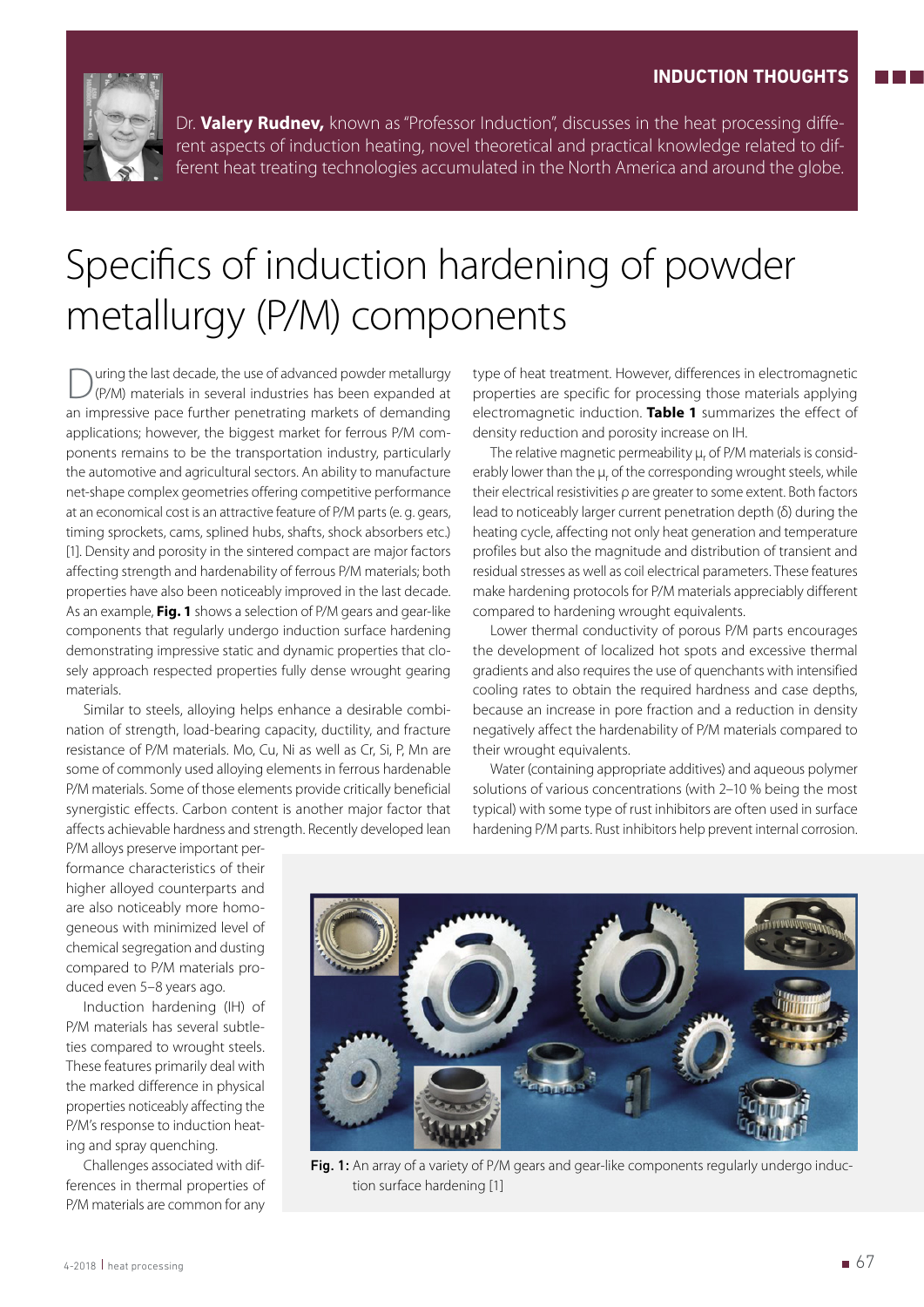# Specifics of induction hardening of powder metallurgy (P/M) components

Dr. **Valery Rudnev,** known as "Professor Induction", discusses in the heat processing different aspects of induction heating, novel theoretical and practical knowledge related to different heat treating technologies accumulated in the North America and around the globe.

During the last decade, the use of advanced powder metallurgy (P/M) materials in several industries has been expanded at an impressive pace further penetrating markets of demanding applications; however, the biggest market for ferrous P/M components remains to be the transportation industry, particularly the automotive and agricultural sectors. An ability to manufacture net-shape complex geometries offering competitive performance at an economical cost is an attractive feature of P/M parts (e. g. gears, timing sprockets, cams, splined hubs, shafts, shock absorbers etc.) [1]. Density and porosity in the sintered compact are major factors affecting strength and hardenability of ferrous P/M materials; both properties have also been noticeably improved in the last decade. As an example, **Fig. 1** shows a selection of P/M gears and gear-like components that regularly undergo induction surface hardening demonstrating impressive static and dynamic properties that closely approach respected properties fully dense wrought gearing materials.

Similar to steels, alloying helps enhance a desirable combination of strength, load-bearing capacity, ductility, and fracture resistance of P/M materials. Mo, Cu, Ni as well as Cr, Si, P, Mn are some of commonly used alloying elements in ferrous hardenable P/M materials. Some of those elements provide critically beneficial synergistic effects. Carbon content is another major factor that affects achievable hardness and strength. Recently developed lean P/M alloys preserve important performance characteristics of their higher alloyed counterparts and are also noticeably more homogeneous with minimized level of chemical segregation and dusting compared to P/M materials produced even 5–8 years ago.

Induction hardening (IH) of P/M materials has several subtleties compared to wrought steels. These features primarily deal with the marked difference in physical properties noticeably affecting the P/M's response to induction heating and spray quenching.

Challenges associated with differences in thermal properties of P/M materials are common for any type of heat treatment. However, differences in electromagnetic properties are specific for processing those materials applying electromagnetic induction. **Table 1** summarizes the effect of density reduction and porosity increase on IH.

The relative magnetic permeability $\mu_r$ of P/M materials is considerably lower than the $\mu_r$ of the corresponding wrought steels, while their electrical resistivities $\rho$ are greater to some extent. Both factors lead to noticeably larger current penetration depth ($\delta$) during the heating cycle, affecting not only heat generation and temperature profiles but also the magnitude and distribution of transient and residual stresses as well as coil electrical parameters. These features make hardening protocols for P/M materials appreciably different compared to hardening wrought equivalents.

Lower thermal conductivity of porous P/M parts encourages the development of localized hot spots and excessive thermal gradients and also requires the use of quenchants with intensified cooling rates to obtain the required hardness and case depths, because an increase in pore fraction and a reduction in density negatively affect the hardenability of P/M materials compared to their wrought equivalents.

Water (containing appropriate additives) and aqueous polymer solutions of various concentrations (with 2–10 % being the most typical) with some type of rust inhibitors are often used in surface hardening P/M parts. Rust inhibitors help prevent internal corrosion.

**Fig. 1:** An array of a variety of P/M gears and gear-like components regularly undergo induction surface hardening [1]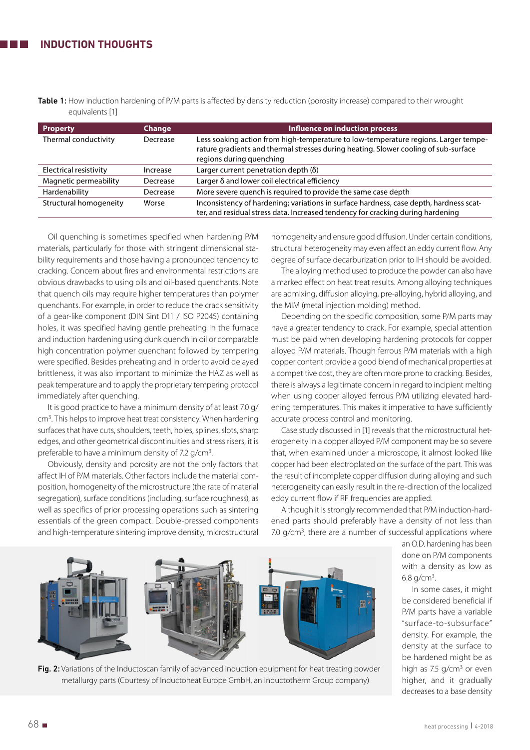**Table 1:** How induction hardening of P/M parts is affected by density reduction (porosity increase) compared to their wrought equivalents [1]

| Property | Change | Influence on induction process |
|---|---|---|
| Thermal conductivity | Decrease | Less soaking action from high-temperature to low-temperature regions. Larger temperature gradients and thermal stresses during heating. Slower cooling of sub-surface regions during quenching |
| Electrical resistivity | Increase | Larger current penetration depth (δ) |
| Magnetic permeability | Decrease | Larger δ and lower coil electrical efficiency |
| Hardenability | Decrease | More severe quench is required to provide the same case depth |
| Structural homogeneity | Worse | Inconsistency of hardening; variations in surface hardness, case depth, hardness scatter, and residual stress data. Increased tendency for cracking during hardening |

Oil quenching is sometimes specified when hardening P/M materials, particularly for those with stringent dimensional stability requirements and those having a pronounced tendency to cracking. Concern about fires and environmental restrictions are obvious drawbacks to using oils and oil-based quenchants. Note that quench oils may require higher temperatures than polymer quenchants. For example, in order to reduce the crack sensitivity of a gear-like component (DIN Sint D11 / ISO P2045) containing holes, it was specified having gentle preheating in the furnace and induction hardening using dunk quench in oil or comparable high concentration polymer quenchant followed by tempering were specified. Besides preheating and in order to avoid delayed brittleness, it was also important to minimize the HAZ as well as peak temperature and to apply the proprietary tempering protocol immediately after quenching.

It is good practice to have a minimum density of at least 7.0 g/cm$^3$. This helps to improve heat treat consistency. When hardening surfaces that have cuts, shoulders, teeth, holes, splines, slots, sharp edges, and other geometrical discontinuities and stress risers, it is preferable to have a minimum density of 7.2 g/cm$^3$.

Obviously, density and porosity are not the only factors that affect IH of P/M materials. Other factors include the material composition, homogeneity of the microstructure (the rate of material segregation), surface conditions (including, surface roughness), as well as specifics of prior processing operations such as sintering essentials of the green compact. Double-pressed components and high-temperature sintering improve density, microstructural homogeneity and ensure good diffusion. Under certain conditions, structural heterogeneity may even affect an eddy current flow. Any degree of surface decarburization prior to IH should be avoided.

The alloying method used to produce the powder can also have a marked effect on heat treat results. Among alloying techniques are admixing, diffusion alloying, pre-alloying, hybrid alloying, and the MIM (metal injection molding) method.

Depending on the specific composition, some P/M parts may have a greater tendency to crack. For example, special attention must be paid when developing hardening protocols for copper alloyed P/M materials. Though ferrous P/M materials with a high copper content provide a good blend of mechanical properties at a competitive cost, they are often more prone to cracking. Besides, there is always a legitimate concern in regard to incipient melting when using copper alloyed ferrous P/M utilizing elevated hardening temperatures. This makes it imperative to have sufficiently accurate process control and monitoring.

Case study discussed in [1] reveals that the microstructural heterogeneity in a copper alloyed P/M component may be so severe that, when examined under a microscope, it almost looked like copper had been electroplated on the surface of the part. This was the result of incomplete copper diffusion during alloying and such heterogeneity can easily result in the re-direction of the localized eddy current flow if RF frequencies are applied.

Although it is strongly recommended that P/M induction-hardened parts should preferably have a density of not less than 7.0 g/cm$^3$, there are a number of successful applications where an O.D. hardening has been done on P/M components with a density as low as 6.8 g/cm$^3$.

In some cases, it might be considered beneficial if P/M parts have a variable "surface-to-subsurface" density. For example, the density at the surface to be hardened might be as high as 7.5 g/cm$^3$ or even higher, and it gradually decreases to a base density

**Fig. 2:** Variations of the Inductoscan family of advanced induction equipment for heat treating powder metallurgy parts (Courtesy of Inductoheat Europe GmbH, an Inductotherm Group company)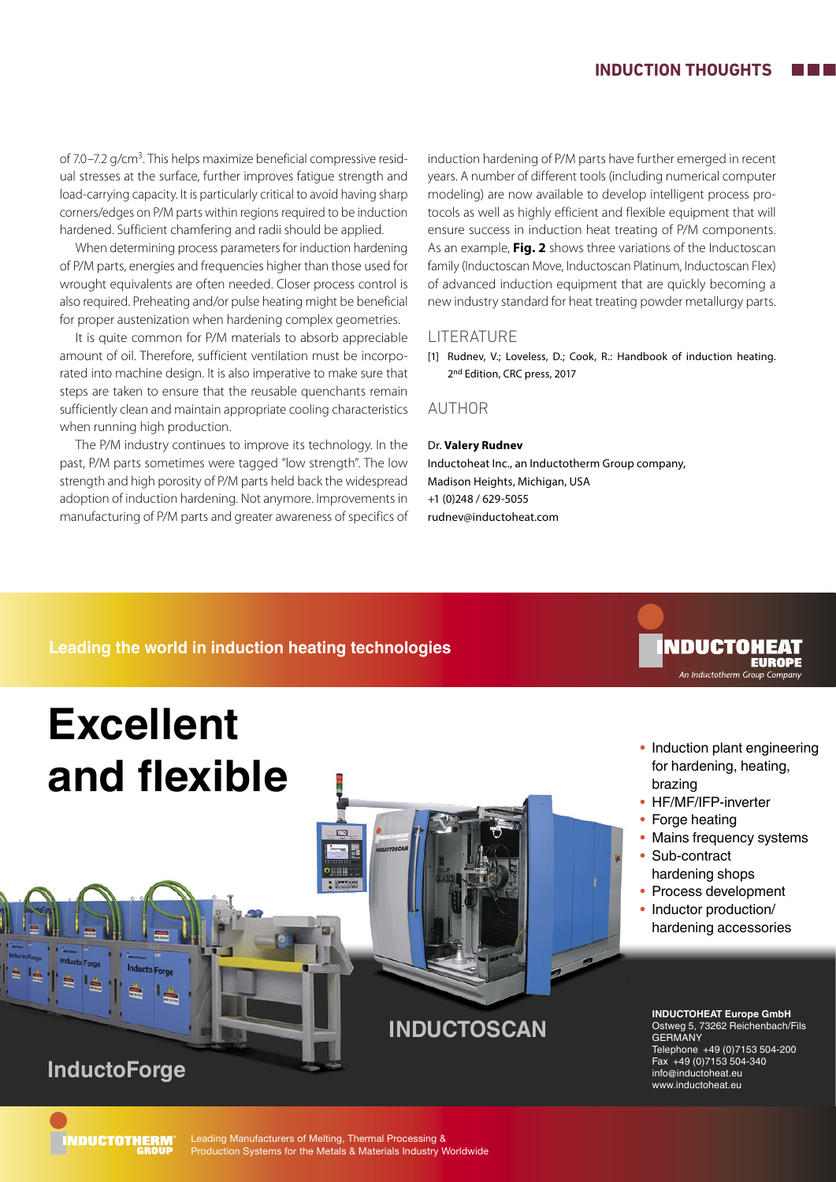of 7.0–7.2 g/cm$^3$. This helps maximize beneficial compressive residual stresses at the surface, further improves fatigue strength and load-carrying capacity. It is particularly critical to avoid having sharp corners/edges on P/M parts within regions required to be induction hardened. Sufficient chamfering and radii should be applied.

When determining process parameters for induction hardening of P/M parts, energies and frequencies higher than those used for wrought equivalents are often needed. Closer process control is also required. Preheating and/or pulse heating might be beneficial for proper austenization when hardening complex geometries.

It is quite common for P/M materials to absorb appreciable amount of oil. Therefore, sufficient ventilation must be incorporated into machine design. It is also imperative to make sure that steps are taken to ensure that the reusable quenchants remain sufficiently clean and maintain appropriate cooling characteristics when running high production.

The P/M industry continues to improve its technology. In the past, P/M parts sometimes were tagged "low strength". The low strength and high porosity of P/M parts held back the widespread adoption of induction hardening. Not anymore. Improvements in manufacturing of P/M parts and greater awareness of specifics of induction hardening of P/M parts have further emerged in recent years. A number of different tools (including numerical computer modeling) are now available to develop intelligent process protocols as well as highly efficient and flexible equipment that will ensure success in induction heat treating of P/M components. As an example, **Fig. 2** shows three variations of the Inductoscan family (Inductoscan Move, Inductoscan Platinum, Inductoscan Flex) of advanced induction equipment that are quickly becoming a new industry standard for heat treating powder metallurgy parts.

## LITERATURE

[1] Rudnev, V.; Loveless, D.; Cook, R.: Handbook of induction heating. 2nd Edition, CRC press, 2017

## AUTHOR

Dr. **Valery Rudnev**
Inductoheat Inc., an Inductotherm Group company,
Madison Heights, Michigan, USA
+1 (0)248 / 629-5055
rudnev@inductoheat.com

---

Leading the world in induction heating technologies

INDUCTOHEAT EUROPE
*An Inductotherm Group Company*

# Excellent and flexible

- Induction plant engineering for hardening, heating, brazing
- HF/MF/IFP-inverter
- Forge heating
- Mains frequency systems
- Sub-contract hardening shops
- Process development
- Inductor production/ hardening accessories

INDUCTOSCAN

InductoForge

**INDUCTOHEAT Europe GmbH**
Ostweg 5, 73262 Reichenbach/Fils
GERMANY
Telephone +49 (0)7153 504-200
Fax +49 (0)7153 504-340
info@inductoheat.eu
www.inductoheat.eu

INDUCTOTHERM GROUP
Leading Manufacturers of Melting, Thermal Processing & Production Systems for the Metals & Materials Industry Worldwide